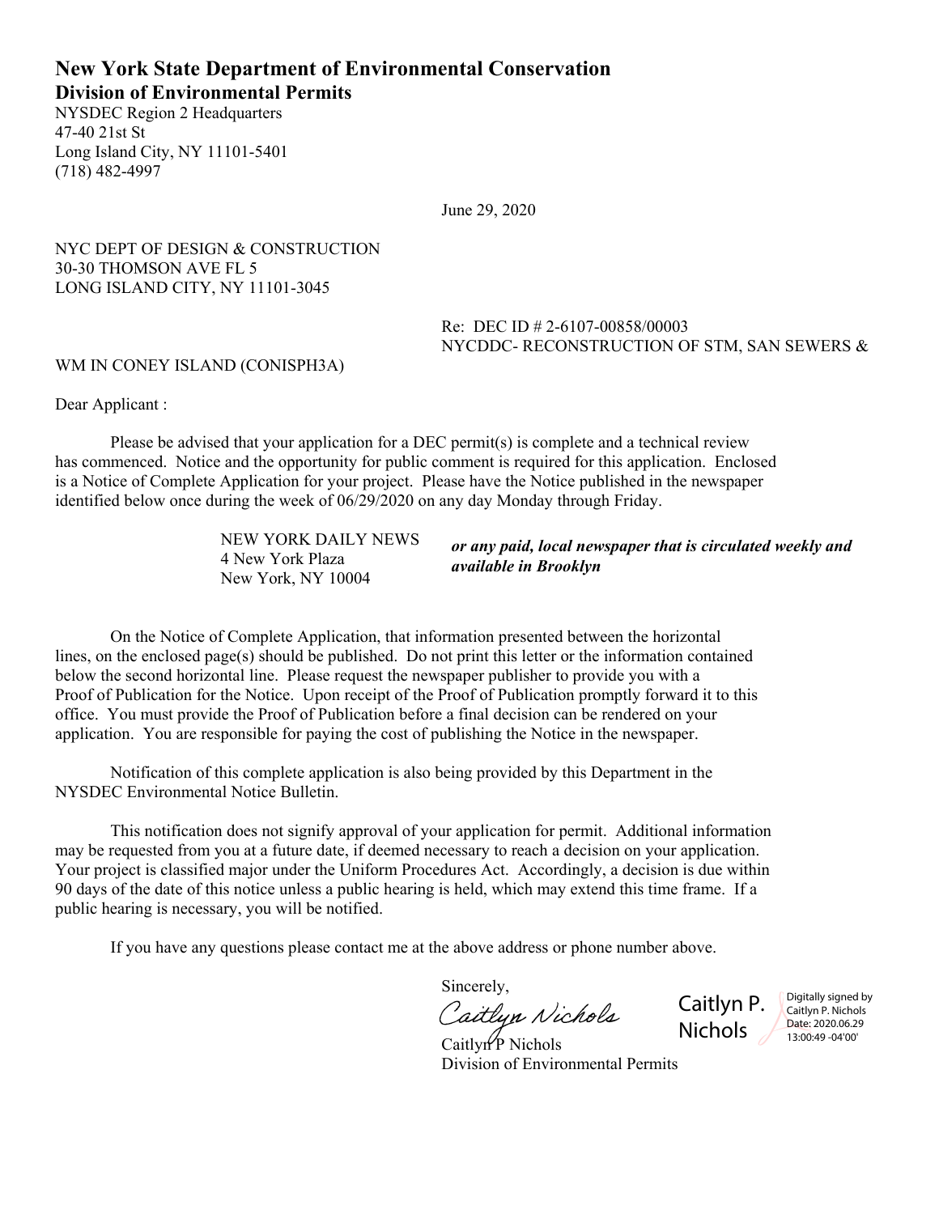# New York State Department of Environmental Conservation

## Division of Environmental Permits

NYSDEC Region 2 Headquarters
47-40 21st St
Long Island City, NY 11101-5401
(718) 482-4997

June 29, 2020

NYC DEPT OF DESIGN & CONSTRUCTION
30-30 THOMSON AVE FL 5
LONG ISLAND CITY, NY 11101-3045

Re: DEC ID # 2-6107-00858/00003
NYCDDC- RECONSTRUCTION OF STM, SAN SEWERS & WM IN CONEY ISLAND (CONISPH3A)

Dear Applicant :

Please be advised that your application for a DEC permit(s) is complete and a technical review has commenced. Notice and the opportunity for public comment is required for this application. Enclosed is a Notice of Complete Application for your project. Please have the Notice published in the newspaper identified below once during the week of 06/29/2020 on any day Monday through Friday.

NEW YORK DAILY NEWS
4 New York Plaza
New York, NY 10004

***or any paid, local newspaper that is circulated weekly and available in Brooklyn***

On the Notice of Complete Application, that information presented between the horizontal lines, on the enclosed page(s) should be published. Do not print this letter or the information contained below the second horizontal line. Please request the newspaper publisher to provide you with a Proof of Publication for the Notice. Upon receipt of the Proof of Publication promptly forward it to this office. You must provide the Proof of Publication before a final decision can be rendered on your application. You are responsible for paying the cost of publishing the Notice in the newspaper.

Notification of this complete application is also being provided by this Department in the NYSDEC Environmental Notice Bulletin.

This notification does not signify approval of your application for permit. Additional information may be requested from you at a future date, if deemed necessary to reach a decision on your application. Your project is classified major under the Uniform Procedures Act. Accordingly, a decision is due within 90 days of the date of this notice unless a public hearing is held, which may extend this time frame. If a public hearing is necessary, you will be notified.

If you have any questions please contact me at the above address or phone number above.

Sincerely,

Caitlyn Nichols

Caitlyn P. Nichols — Digitally signed by Caitlyn P. Nichols Date: 2020.06.29 13:00:49 -04'00'

Caitlyn P Nichols
Division of Environmental Permits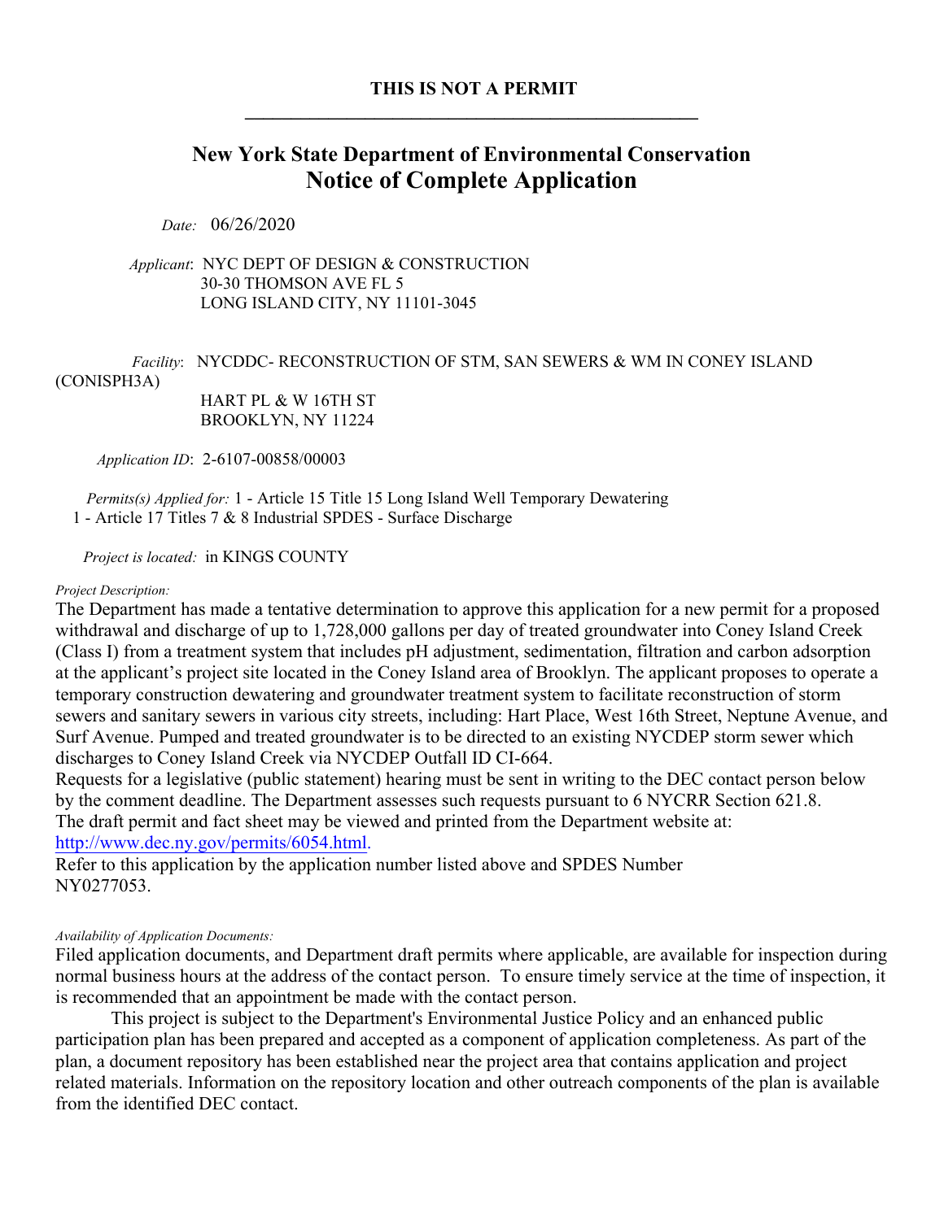**THIS IS NOT A PERMIT**

---

# New York State Department of Environmental Conservation
## Notice of Complete Application

*Date:* 06/26/2020

*Applicant*: NYC DEPT OF DESIGN & CONSTRUCTION
30-30 THOMSON AVE FL 5
LONG ISLAND CITY, NY 11101-3045

*Facility*: NYCDDC- RECONSTRUCTION OF STM, SAN SEWERS & WM IN CONEY ISLAND (CONISPH3A)
HART PL & W 16TH ST
BROOKLYN, NY 11224

*Application ID*: 2-6107-00858/00003

*Permits(s) Applied for:* 1 - Article 15 Title 15 Long Island Well Temporary Dewatering
1 - Article 17 Titles 7 & 8 Industrial SPDES - Surface Discharge

*Project is located:* in KINGS COUNTY

*Project Description:*

The Department has made a tentative determination to approve this application for a new permit for a proposed withdrawal and discharge of up to 1,728,000 gallons per day of treated groundwater into Coney Island Creek (Class I) from a treatment system that includes pH adjustment, sedimentation, filtration and carbon adsorption at the applicant's project site located in the Coney Island area of Brooklyn. The applicant proposes to operate a temporary construction dewatering and groundwater treatment system to facilitate reconstruction of storm sewers and sanitary sewers in various city streets, including: Hart Place, West 16th Street, Neptune Avenue, and Surf Avenue. Pumped and treated groundwater is to be directed to an existing NYCDEP storm sewer which discharges to Coney Island Creek via NYCDEP Outfall ID CI-664.
Requests for a legislative (public statement) hearing must be sent in writing to the DEC contact person below by the comment deadline. The Department assesses such requests pursuant to 6 NYCRR Section 621.8.
The draft permit and fact sheet may be viewed and printed from the Department website at:
http://www.dec.ny.gov/permits/6054.html.
Refer to this application by the application number listed above and SPDES Number NY0277053.

*Availability of Application Documents:*

Filed application documents, and Department draft permits where applicable, are available for inspection during normal business hours at the address of the contact person. To ensure timely service at the time of inspection, it is recommended that an appointment be made with the contact person.

This project is subject to the Department's Environmental Justice Policy and an enhanced public participation plan has been prepared and accepted as a component of application completeness. As part of the plan, a document repository has been established near the project area that contains application and project related materials. Information on the repository location and other outreach components of the plan is available from the identified DEC contact.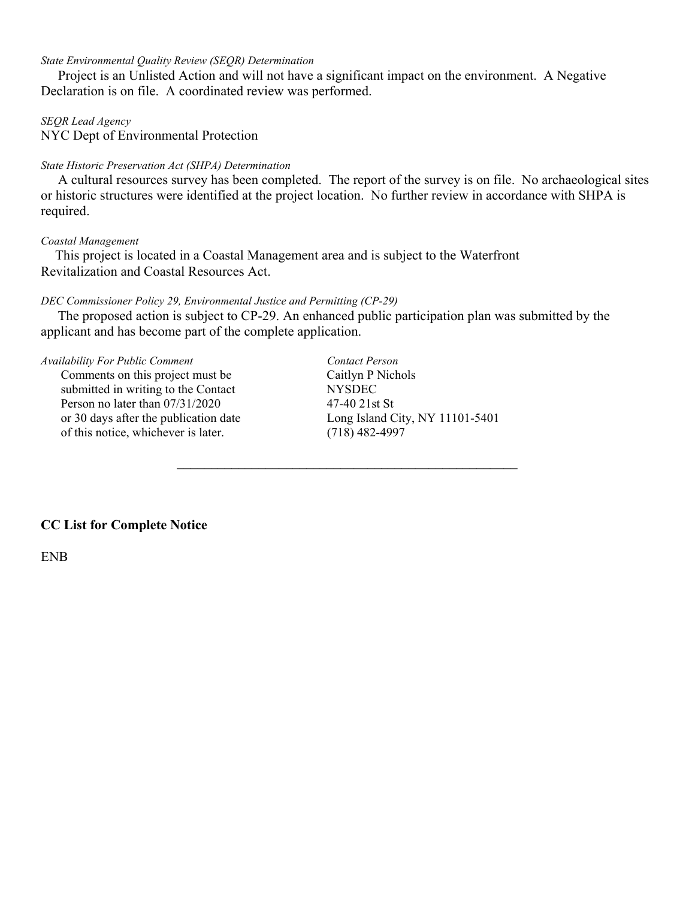*State Environmental Quality Review (SEQR) Determination*

Project is an Unlisted Action and will not have a significant impact on the environment. A Negative Declaration is on file. A coordinated review was performed.

*SEQR Lead Agency*

NYC Dept of Environmental Protection

*State Historic Preservation Act (SHPA) Determination*

A cultural resources survey has been completed. The report of the survey is on file. No archaeological sites or historic structures were identified at the project location. No further review in accordance with SHPA is required.

*Coastal Management*

This project is located in a Coastal Management area and is subject to the Waterfront Revitalization and Coastal Resources Act.

*DEC Commissioner Policy 29, Environmental Justice and Permitting (CP-29)*

The proposed action is subject to CP-29. An enhanced public participation plan was submitted by the applicant and has become part of the complete application.

*Availability For Public Comment*

Comments on this project must be submitted in writing to the Contact Person no later than 07/31/2020 or 30 days after the publication date of this notice, whichever is later.

*Contact Person*

Caitlyn P Nichols
NYSDEC
47-40 21st St
Long Island City, NY 11101-5401
(718) 482-4997

---

**CC List for Complete Notice**

ENB